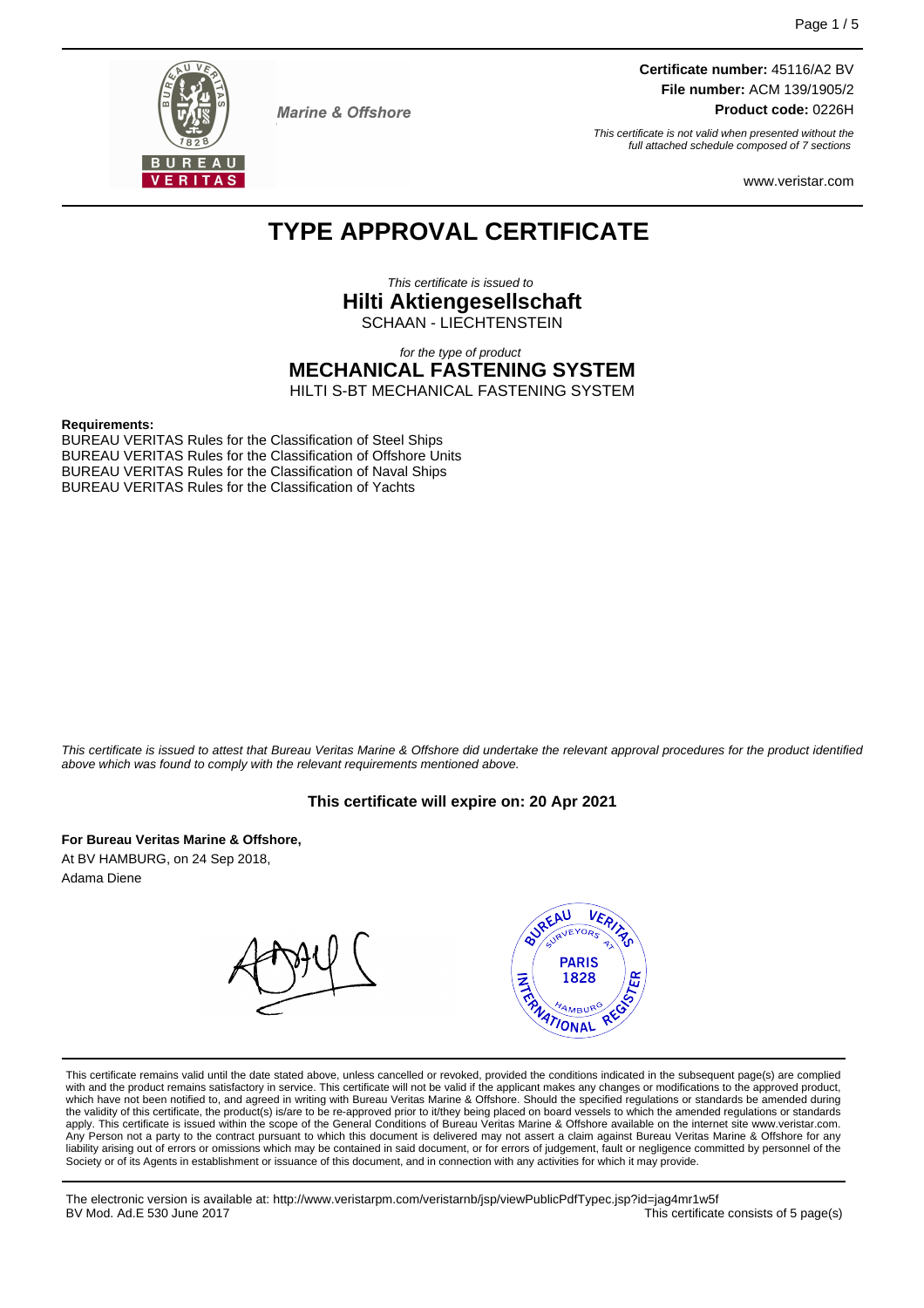Marine & Offshore

**Certificate number:** 45116/A2 BV
**File number:** ACM 139/1905/2
**Product code:** 0226H

*This certificate is not valid when presented without the full attached schedule composed of 7 sections*

www.veristar.com

# TYPE APPROVAL CERTIFICATE

*This certificate is issued to*

**Hilti Aktiengesellschaft**

SCHAAN - LIECHTENSTEIN

*for the type of product*

**MECHANICAL FASTENING SYSTEM**

HILTI S-BT MECHANICAL FASTENING SYSTEM

**Requirements:**

BUREAU VERITAS Rules for the Classification of Steel Ships
BUREAU VERITAS Rules for the Classification of Offshore Units
BUREAU VERITAS Rules for the Classification of Naval Ships
BUREAU VERITAS Rules for the Classification of Yachts

*This certificate is issued to attest that Bureau Veritas Marine & Offshore did undertake the relevant approval procedures for the product identified above which was found to comply with the relevant requirements mentioned above.*

**This certificate will expire on: 20 Apr 2021**

**For Bureau Veritas Marine & Offshore,**
At BV HAMBURG, on 24 Sep 2018,
Adama Diene

This certificate remains valid until the date stated above, unless cancelled or revoked, provided the conditions indicated in the subsequent page(s) are complied with and the product remains satisfactory in service. This certificate will not be valid if the applicant makes any changes or modifications to the approved product, which have not been notified to, and agreed in writing with Bureau Veritas Marine & Offshore. Should the specified regulations or standards be amended during the validity of this certificate, the product(s) is/are to be re-approved prior to it/they being placed on board vessels to which the amended regulations or standards apply. This certificate is issued within the scope of the General Conditions of Bureau Veritas Marine & Offshore available on the internet site www.veristar.com. Any Person not a party to the contract pursuant to which this document is delivered may not assert a claim against Bureau Veritas Marine & Offshore for any liability arising out of errors or omissions which may be contained in said document, or for errors of judgement, fault or negligence committed by personnel of the Society or of its Agents in establishment or issuance of this document, and in connection with any activities for which it may provide.

The electronic version is available at: http://www.veristarpm.com/veristarnb/jsp/viewPublicPdfTypec.jsp?id=jag4mr1w5f
BV Mod. Ad.E 530 June 2017 — This certificate consists of 5 page(s)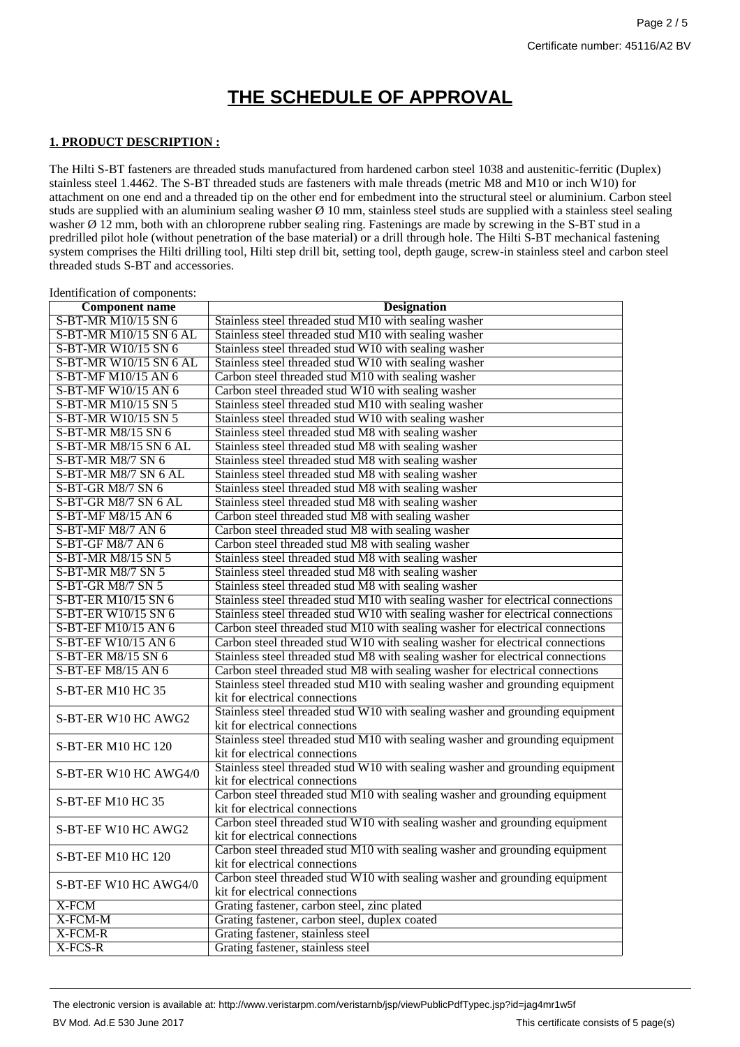# THE SCHEDULE OF APPROVAL

## 1. PRODUCT DESCRIPTION :

The Hilti S-BT fasteners are threaded studs manufactured from hardened carbon steel 1038 and austenitic-ferritic (Duplex) stainless steel 1.4462. The S-BT threaded studs are fasteners with male threads (metric M8 and M10 or inch W10) for attachment on one end and a threaded tip on the other end for embedment into the structural steel or aluminium. Carbon steel studs are supplied with an aluminium sealing washer Ø 10 mm, stainless steel studs are supplied with a stainless steel sealing washer Ø 12 mm, both with an chloroprene rubber sealing ring. Fastenings are made by screwing in the S-BT stud in a predrilled pilot hole (without penetration of the base material) or a drill through hole. The Hilti S-BT mechanical fastening system comprises the Hilti drilling tool, Hilti step drill bit, setting tool, depth gauge, screw-in stainless steel and carbon steel threaded studs S-BT and accessories.

Identification of components:

| Component name | Designation |
|---|---|
| S-BT-MR M10/15 SN 6 | Stainless steel threaded stud M10 with sealing washer |
| S-BT-MR M10/15 SN 6 AL | Stainless steel threaded stud M10 with sealing washer |
| S-BT-MR W10/15 SN 6 | Stainless steel threaded stud W10 with sealing washer |
| S-BT-MR W10/15 SN 6 AL | Stainless steel threaded stud W10 with sealing washer |
| S-BT-MF M10/15 AN 6 | Carbon steel threaded stud M10 with sealing washer |
| S-BT-MF W10/15 AN 6 | Carbon steel threaded stud W10 with sealing washer |
| S-BT-MR M10/15 SN 5 | Stainless steel threaded stud M10 with sealing washer |
| S-BT-MR W10/15 SN 5 | Stainless steel threaded stud W10 with sealing washer |
| S-BT-MR M8/15 SN 6 | Stainless steel threaded stud M8 with sealing washer |
| S-BT-MR M8/15 SN 6 AL | Stainless steel threaded stud M8 with sealing washer |
| S-BT-MR M8/7 SN 6 | Stainless steel threaded stud M8 with sealing washer |
| S-BT-MR M8/7 SN 6 AL | Stainless steel threaded stud M8 with sealing washer |
| S-BT-GR M8/7 SN 6 | Stainless steel threaded stud M8 with sealing washer |
| S-BT-GR M8/7 SN 6 AL | Stainless steel threaded stud M8 with sealing washer |
| S-BT-MF M8/15 AN 6 | Carbon steel threaded stud M8 with sealing washer |
| S-BT-MF M8/7 AN 6 | Carbon steel threaded stud M8 with sealing washer |
| S-BT-GF M8/7 AN 6 | Carbon steel threaded stud M8 with sealing washer |
| S-BT-MR M8/15 SN 5 | Stainless steel threaded stud M8 with sealing washer |
| S-BT-MR M8/7 SN 5 | Stainless steel threaded stud M8 with sealing washer |
| S-BT-GR M8/7 SN 5 | Stainless steel threaded stud M8 with sealing washer |
| S-BT-ER M10/15 SN 6 | Stainless steel threaded stud M10 with sealing washer for electrical connections |
| S-BT-ER W10/15 SN 6 | Stainless steel threaded stud W10 with sealing washer for electrical connections |
| S-BT-EF M10/15 AN 6 | Carbon steel threaded stud M10 with sealing washer for electrical connections |
| S-BT-EF W10/15 AN 6 | Carbon steel threaded stud W10 with sealing washer for electrical connections |
| S-BT-ER M8/15 SN 6 | Stainless steel threaded stud M8 with sealing washer for electrical connections |
| S-BT-EF M8/15 AN 6 | Carbon steel threaded stud M8 with sealing washer for electrical connections |
| S-BT-ER M10 HC 35 | Stainless steel threaded stud M10 with sealing washer and grounding equipment kit for electrical connections |
| S-BT-ER W10 HC AWG2 | Stainless steel threaded stud W10 with sealing washer and grounding equipment kit for electrical connections |
| S-BT-ER M10 HC 120 | Stainless steel threaded stud M10 with sealing washer and grounding equipment kit for electrical connections |
| S-BT-ER W10 HC AWG4/0 | Stainless steel threaded stud W10 with sealing washer and grounding equipment kit for electrical connections |
| S-BT-EF M10 HC 35 | Carbon steel threaded stud M10 with sealing washer and grounding equipment kit for electrical connections |
| S-BT-EF W10 HC AWG2 | Carbon steel threaded stud W10 with sealing washer and grounding equipment kit for electrical connections |
| S-BT-EF M10 HC 120 | Carbon steel threaded stud M10 with sealing washer and grounding equipment kit for electrical connections |
| S-BT-EF W10 HC AWG4/0 | Carbon steel threaded stud W10 with sealing washer and grounding equipment kit for electrical connections |
| X-FCM | Grating fastener, carbon steel, zinc plated |
| X-FCM-M | Grating fastener, carbon steel, duplex coated |
| X-FCM-R | Grating fastener, stainless steel |
| X-FCS-R | Grating fastener, stainless steel |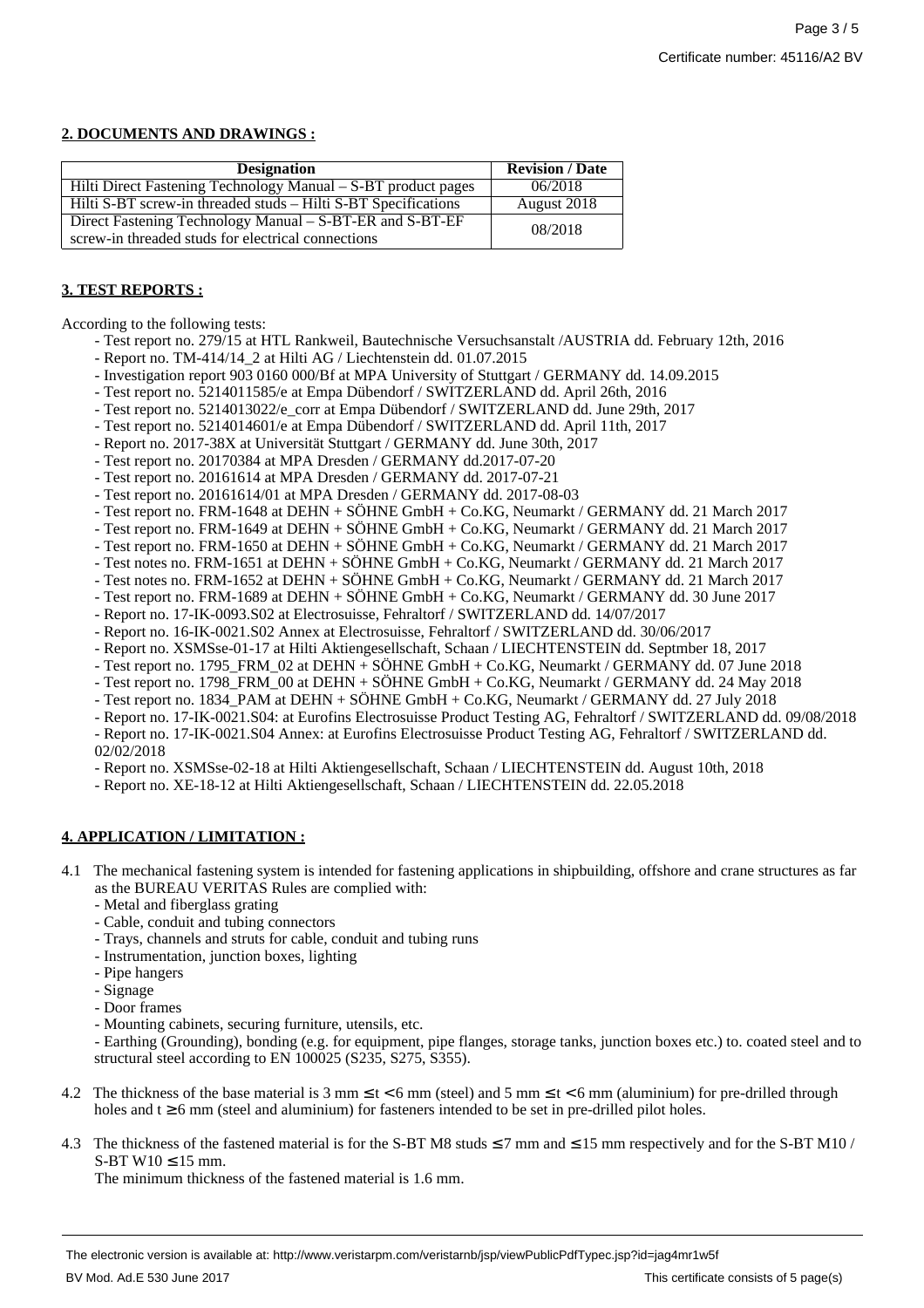## 2. DOCUMENTS AND DRAWINGS :

| Designation | Revision / Date |
|---|---|
| Hilti Direct Fastening Technology Manual – S-BT product pages | 06/2018 |
| Hilti S-BT screw-in threaded studs – Hilti S-BT Specifications | August 2018 |
| Direct Fastening Technology Manual – S-BT-ER and S-BT-EF screw-in threaded studs for electrical connections | 08/2018 |

## 3. TEST REPORTS :

According to the following tests:

- Test report no. 279/15 at HTL Rankweil, Bautechnische Versuchsanstalt /AUSTRIA dd. February 12th, 2016
- Report no. TM-414/14_2 at Hilti AG / Liechtenstein dd. 01.07.2015
- Investigation report 903 0160 000/Bf at MPA University of Stuttgart / GERMANY dd. 14.09.2015
- Test report no. 5214011585/e at Empa Dübendorf / SWITZERLAND dd. April 26th, 2016
- Test report no. 5214013022/e_corr at Empa Dübendorf / SWITZERLAND dd. June 29th, 2017
- Test report no. 5214014601/e at Empa Dübendorf / SWITZERLAND dd. April 11th, 2017
- Report no. 2017-38X at Universität Stuttgart / GERMANY dd. June 30th, 2017
- Test report no. 20170384 at MPA Dresden / GERMANY dd.2017-07-20
- Test report no. 20161614 at MPA Dresden / GERMANY dd. 2017-07-21
- Test report no. 20161614/01 at MPA Dresden / GERMANY dd. 2017-08-03
- Test report no. FRM-1648 at DEHN + SÖHNE GmbH + Co.KG, Neumarkt / GERMANY dd. 21 March 2017
- Test report no. FRM-1649 at DEHN + SÖHNE GmbH + Co.KG, Neumarkt / GERMANY dd. 21 March 2017
- Test report no. FRM-1650 at DEHN + SÖHNE GmbH + Co.KG, Neumarkt / GERMANY dd. 21 March 2017
- Test notes no. FRM-1651 at DEHN + SÖHNE GmbH + Co.KG, Neumarkt / GERMANY dd. 21 March 2017
- Test notes no. FRM-1652 at DEHN + SÖHNE GmbH + Co.KG, Neumarkt / GERMANY dd. 21 March 2017
- Test report no. FRM-1689 at DEHN + SÖHNE GmbH + Co.KG, Neumarkt / GERMANY dd. 30 June 2017
- Report no. 17-IK-0093.S02 at Electrosuisse, Fehraltorf / SWITZERLAND dd. 14/07/2017
- Report no. 16-IK-0021.S02 Annex at Electrosuisse, Fehraltorf / SWITZERLAND dd. 30/06/2017
- Report no. XSMSse-01-17 at Hilti Aktiengesellschaft, Schaan / LIECHTENSTEIN dd. Septmber 18, 2017
- Test report no. 1795_FRM_02 at DEHN + SÖHNE GmbH + Co.KG, Neumarkt / GERMANY dd. 07 June 2018
- Test report no. 1798_FRM_00 at DEHN + SÖHNE GmbH + Co.KG, Neumarkt / GERMANY dd. 24 May 2018
- Test report no. 1834_PAM at DEHN + SÖHNE GmbH + Co.KG, Neumarkt / GERMANY dd. 27 July 2018
- Report no. 17-IK-0021.S04: at Eurofins Electrosuisse Product Testing AG, Fehraltorf / SWITZERLAND dd. 09/08/2018
- Report no. 17-IK-0021.S04 Annex: at Eurofins Electrosuisse Product Testing AG, Fehraltorf / SWITZERLAND dd. 02/02/2018
- Report no. XSMSse-02-18 at Hilti Aktiengesellschaft, Schaan / LIECHTENSTEIN dd. August 10th, 2018
- Report no. XE-18-12 at Hilti Aktiengesellschaft, Schaan / LIECHTENSTEIN dd. 22.05.2018

## 4. APPLICATION / LIMITATION :

4.1 The mechanical fastening system is intended for fastening applications in shipbuilding, offshore and crane structures as far as the BUREAU VERITAS Rules are complied with:

- Metal and fiberglass grating
- Cable, conduit and tubing connectors
- Trays, channels and struts for cable, conduit and tubing runs
- Instrumentation, junction boxes, lighting
- Pipe hangers
- Signage
- Door frames
- Mounting cabinets, securing furniture, utensils, etc.
- Earthing (Grounding), bonding (e.g. for equipment, pipe flanges, storage tanks, junction boxes etc.) to. coated steel and to structural steel according to EN 100025 (S235, S275, S355).

4.2 The thickness of the base material is 3 mm $\leq t < 6$ mm (steel) and 5 mm $\leq t < 6$ mm (aluminium) for pre-drilled through holes and $t \geq 6$ mm (steel and aluminium) for fasteners intended to be set in pre-drilled pilot holes.

4.3 The thickness of the fastened material is for the S-BT M8 studs $\leq 7$ mm and $\leq 15$ mm respectively and for the S-BT M10 / S-BT W10 $\leq 15$ mm.
The minimum thickness of the fastened material is 1.6 mm.

The electronic version is available at: http://www.veristarpm.com/veristarnb/jsp/viewPublicPdfTypec.jsp?id=jag4mr1w5f

BV Mod. Ad.E 530 June 2017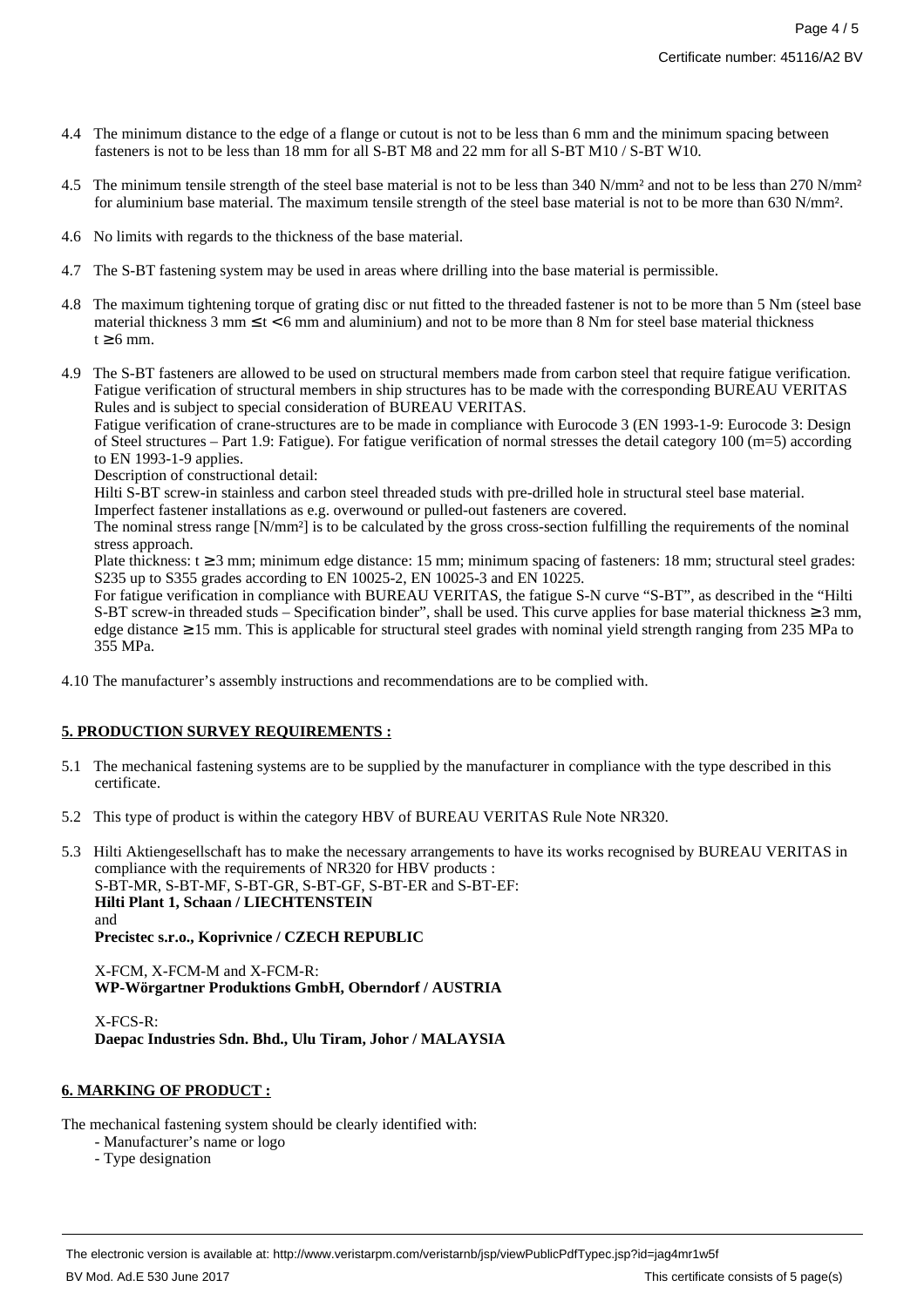4.4 The minimum distance to the edge of a flange or cutout is not to be less than 6 mm and the minimum spacing between fasteners is not to be less than 18 mm for all S-BT M8 and 22 mm for all S-BT M10 / S-BT W10.

4.5 The minimum tensile strength of the steel base material is not to be less than 340 N/mm² and not to be less than 270 N/mm² for aluminium base material. The maximum tensile strength of the steel base material is not to be more than 630 N/mm².

4.6 No limits with regards to the thickness of the base material.

4.7 The S-BT fastening system may be used in areas where drilling into the base material is permissible.

4.8 The maximum tightening torque of grating disc or nut fitted to the threaded fastener is not to be more than 5 Nm (steel base material thickness 3 mm $\leq$ t < 6 mm and aluminium) and not to be more than 8 Nm for steel base material thickness t $\geq$ 6 mm.

4.9 The S-BT fasteners are allowed to be used on structural members made from carbon steel that require fatigue verification. Fatigue verification of structural members in ship structures has to be made with the corresponding BUREAU VERITAS Rules and is subject to special consideration of BUREAU VERITAS.
Fatigue verification of crane-structures are to be made in compliance with Eurocode 3 (EN 1993-1-9: Eurocode 3: Design of Steel structures – Part 1.9: Fatigue). For fatigue verification of normal stresses the detail category 100 (m=5) according to EN 1993-1-9 applies.
Description of constructional detail:
Hilti S-BT screw-in stainless and carbon steel threaded studs with pre-drilled hole in structural steel base material. Imperfect fastener installations as e.g. overwound or pulled-out fasteners are covered.
The nominal stress range [N/mm²] is to be calculated by the gross cross-section fulfilling the requirements of the nominal stress approach.
Plate thickness: t $\geq$ 3 mm; minimum edge distance: 15 mm; minimum spacing of fasteners: 18 mm; structural steel grades: S235 up to S355 grades according to EN 10025-2, EN 10025-3 and EN 10225.
For fatigue verification in compliance with BUREAU VERITAS, the fatigue S-N curve "S-BT", as described in the "Hilti S-BT screw-in threaded studs – Specification binder", shall be used. This curve applies for base material thickness $\geq$ 3 mm, edge distance $\geq$ 15 mm. This is applicable for structural steel grades with nominal yield strength ranging from 235 MPa to 355 MPa.

4.10 The manufacturer's assembly instructions and recommendations are to be complied with.

## 5. PRODUCTION SURVEY REQUIREMENTS :

5.1 The mechanical fastening systems are to be supplied by the manufacturer in compliance with the type described in this certificate.

5.2 This type of product is within the category HBV of BUREAU VERITAS Rule Note NR320.

5.3 Hilti Aktiengesellschaft has to make the necessary arrangements to have its works recognised by BUREAU VERITAS in compliance with the requirements of NR320 for HBV products :
S-BT-MR, S-BT-MF, S-BT-GR, S-BT-GF, S-BT-ER and S-BT-EF:
**Hilti Plant 1, Schaan / LIECHTENSTEIN**
and
**Precistec s.r.o., Koprivnice / CZECH REPUBLIC**

X-FCM, X-FCM-M and X-FCM-R:
**WP-Wörgartner Produktions GmbH, Oberndorf / AUSTRIA**

X-FCS-R:
**Daepac Industries Sdn. Bhd., Ulu Tiram, Johor / MALAYSIA**

## 6. MARKING OF PRODUCT :

The mechanical fastening system should be clearly identified with:

- Manufacturer's name or logo
- Type designation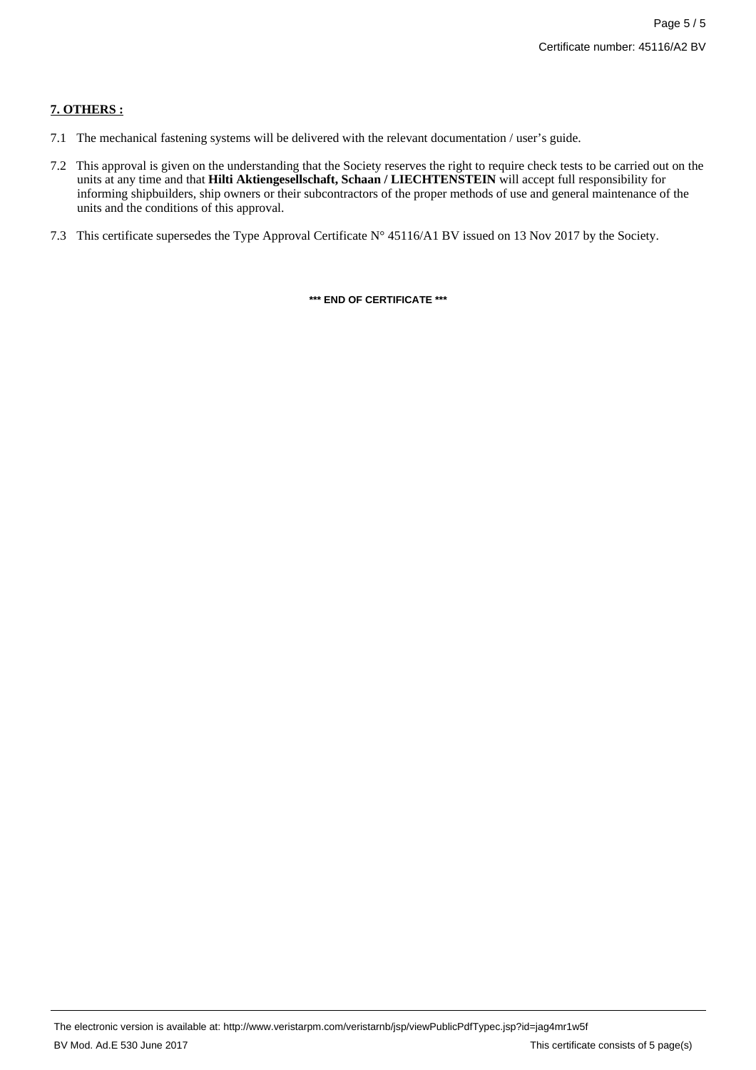**7. OTHERS :**

7.1 The mechanical fastening systems will be delivered with the relevant documentation / user's guide.

7.2 This approval is given on the understanding that the Society reserves the right to require check tests to be carried out on the units at any time and that **Hilti Aktiengesellschaft, Schaan / LIECHTENSTEIN** will accept full responsibility for informing shipbuilders, ship owners or their subcontractors of the proper methods of use and general maintenance of the units and the conditions of this approval.

7.3 This certificate supersedes the Type Approval Certificate N° 45116/A1 BV issued on 13 Nov 2017 by the Society.

**\*\*\* END OF CERTIFICATE \*\*\***

The electronic version is available at: http://www.veristarpm.com/veristarnb/jsp/viewPublicPdfTypec.jsp?id=jag4mr1w5f

BV Mod. Ad.E 530 June 2017

This certificate consists of 5 page(s)